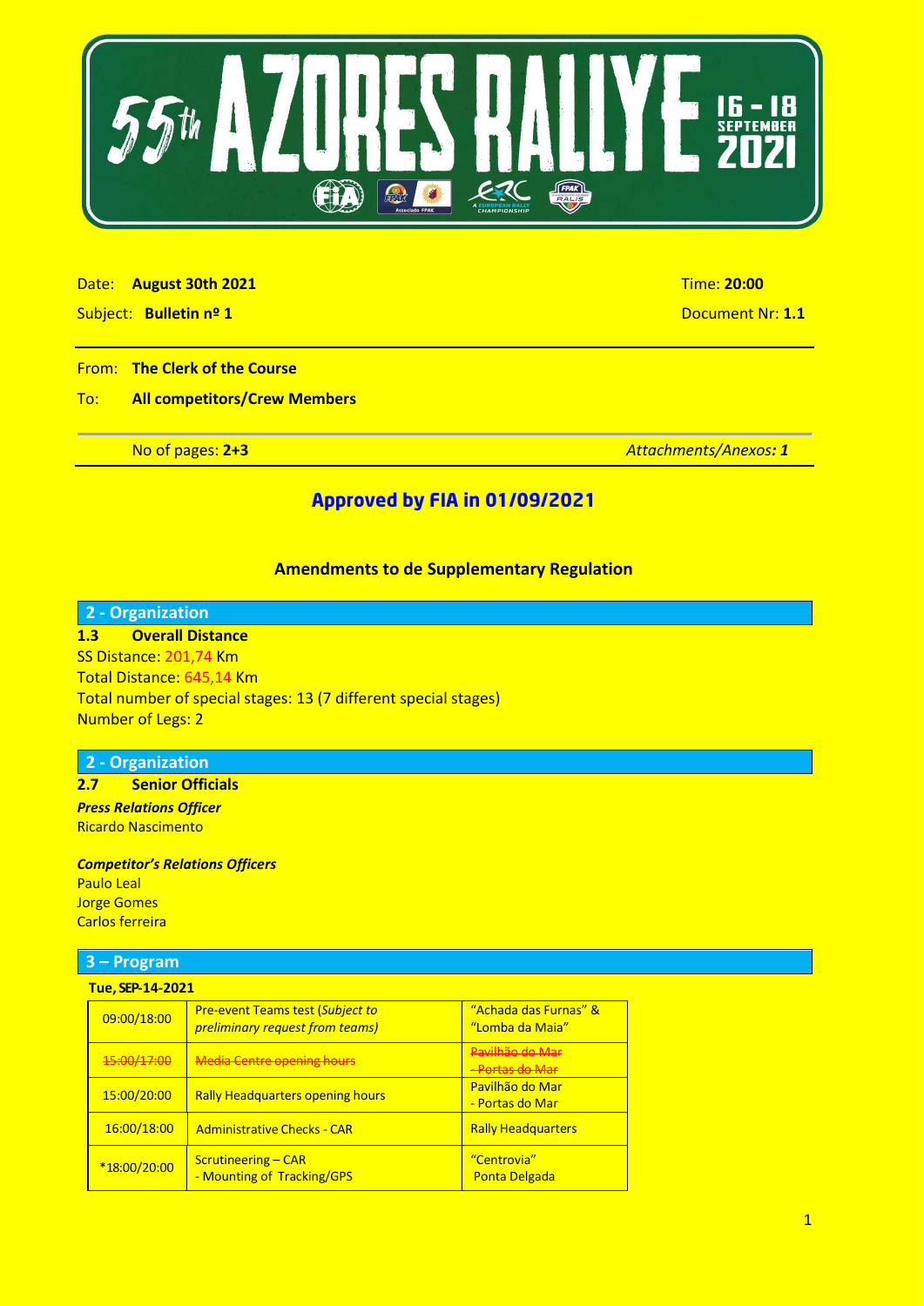# 55th AZORES RALLYE 16 - 18 SEPTEMBER 2021

Date: **August 30th 2021** Time: **20:00**

Subject: **Bulletin nº 1** Document Nr: **1.1**

From: **The Clerk of the Course**

To: **All competitors/Crew Members**

No of pages: **2+3** *Attachments/Anexos:* ***1***

## Approved by FIA in 01/09/2021

### Amendments to de Supplementary Regulation

## 2 - Organization

**1.3 Overall Distance**

SS Distance: 201,74 Km

Total Distance: 645,14 Km

Total number of special stages: 13 (7 different special stages)

Number of Legs: 2

## 2 - Organization

**2.7 Senior Officials**

***Press Relations Officer***

Ricardo Nascimento

***Competitor's Relations Officers***

Paulo Leal

Jorge Gomes

Carlos ferreira

## 3 – Program

**Tue, SEP-14-2021**

| | | |
|---|---|---|
| 09:00/18:00 | Pre-event Teams test (*Subject to preliminary request from teams)* | "Achada das Furnas" & "Lomba da Maia" |
| ~~15:00/17:00~~ | ~~Media Centre opening hours~~ | ~~Pavilhão do Mar - Portas do Mar~~ |
| 15:00/20:00 | Rally Headquarters opening hours | Pavilhão do Mar - Portas do Mar |
| 16:00/18:00 | Administrative Checks - CAR | Rally Headquarters |
| *18:00/20:00 | Scrutineering – CAR - Mounting of Tracking/GPS | "Centrovia" Ponta Delgada |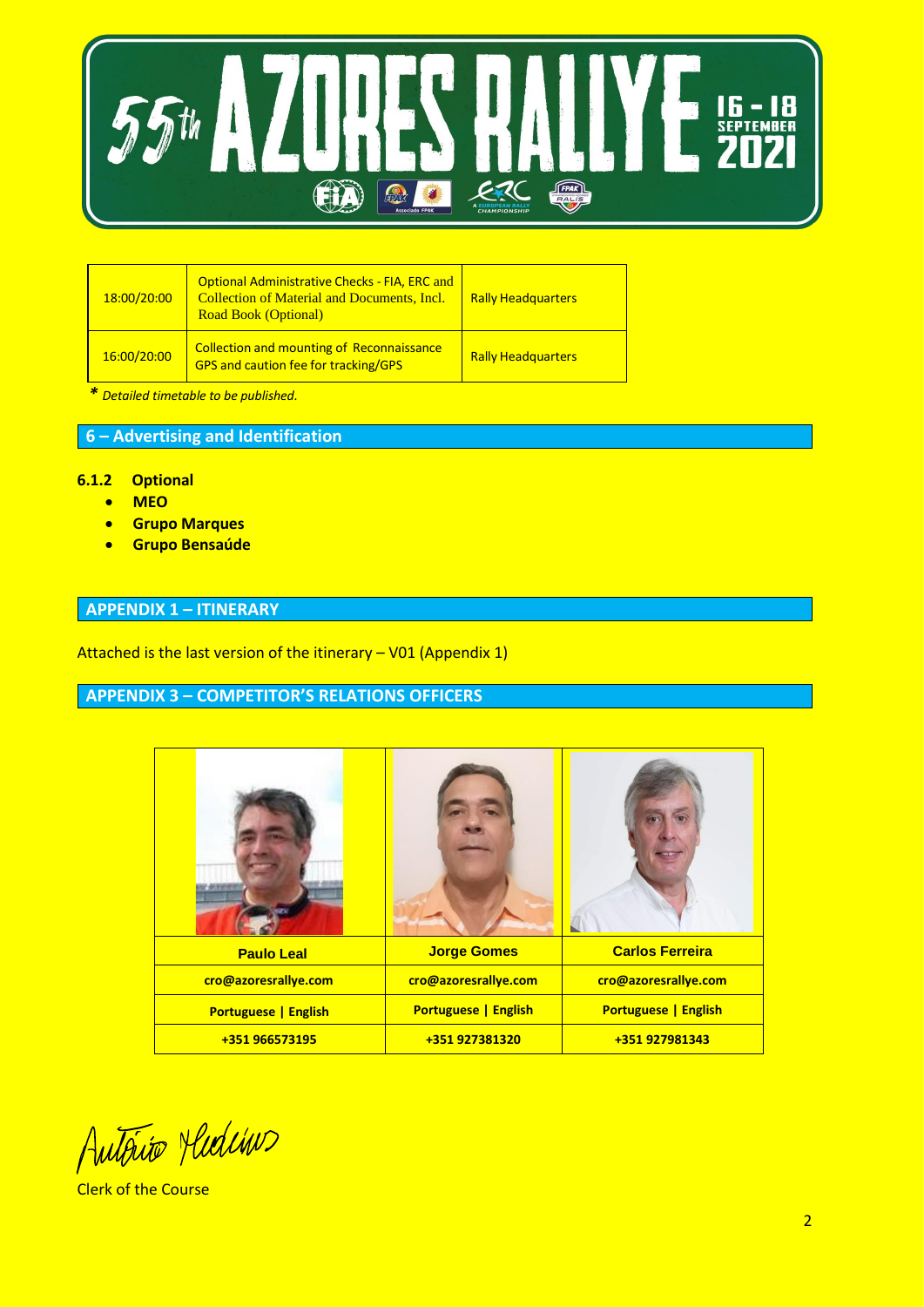| 18:00/20:00 | Optional Administrative Checks - FIA, ERC and Collection of Material and Documents, Incl. Road Book (Optional) | Rally Headquarters |
|---|---|---|
| 16:00/20:00 | Collection and mounting of Reconnaissance GPS and caution fee for tracking/GPS | Rally Headquarters |

*\* Detailed timetable to be published.*

## 6 – Advertising and Identification

**6.1.2 Optional**

- **MEO**
- **Grupo Marques**
- **Grupo Bensaúde**

## APPENDIX 1 – ITINERARY

Attached is the last version of the itinerary – V01 (Appendix 1)

## APPENDIX 3 – COMPETITOR'S RELATIONS OFFICERS

| Paulo Leal | Jorge Gomes | Carlos Ferreira |
|---|---|---|
| cro@azoresrallye.com | cro@azoresrallye.com | cro@azoresrallye.com |
| Portuguese \| English | Portuguese \| English | Portuguese \| English |
| +351 966573195 | +351 927381320 | +351 927981343 |

António Medeiros

Clerk of the Course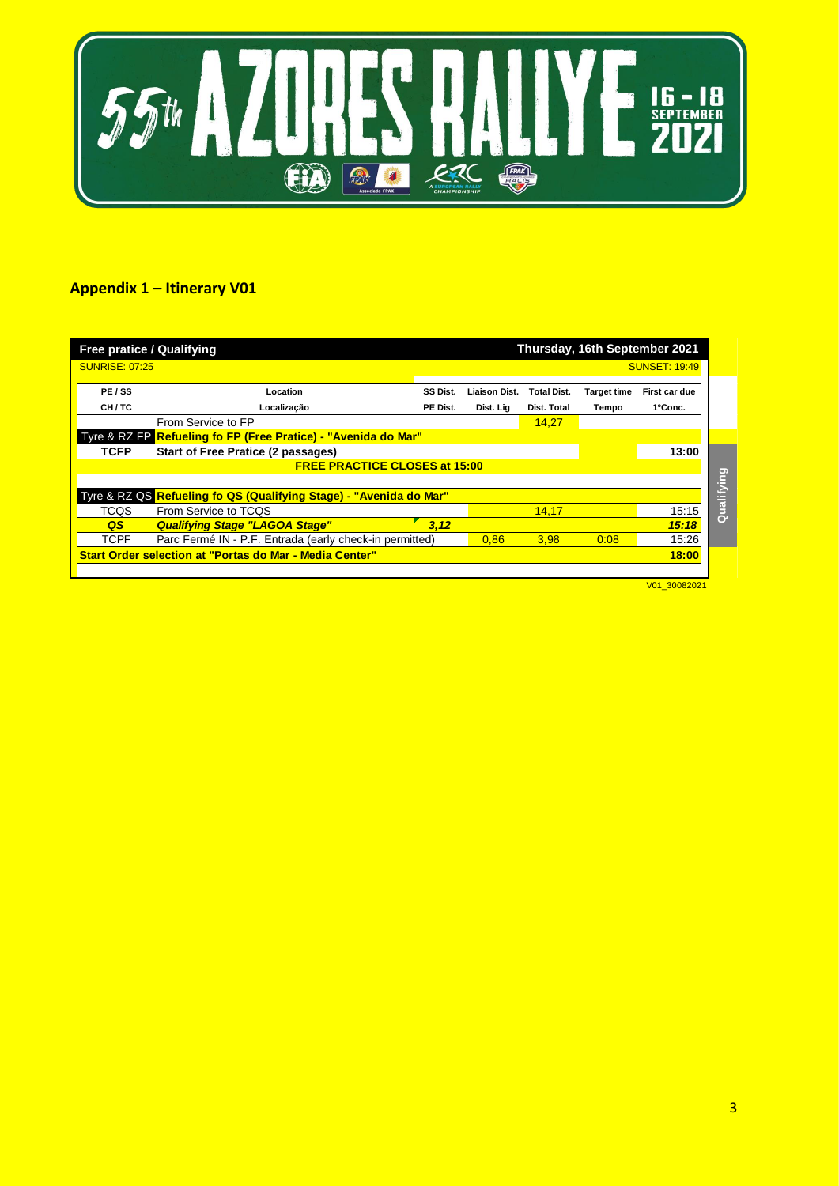## Appendix 1 – Itinerary V01

| Free pratice / Qualifying | | | | | | Thursday, 16th September 2021 |
|---|---|---|---|---|---|---|
| SUNRISE: 07:25 | | | | | | SUNSET: 19:49 |
| **PE / SS** | **Location** | **SS Dist.** | **Liaison Dist.** | **Total Dist.** | **Target time** | **First car due** |
| **CH / TC** | **Localização** | **PE Dist.** | **Dist. Lig** | **Dist. Total** | **Tempo** | **1ºConc.** |
| | From Service to FP | | | 14,27 | | |
| Tyre & RZ FP | **Refueling fo FP (Free Pratice) - "Avenida do Mar"** | | | | | |
| **TCFP** | **Start of Free Pratice (2 passages)** | | | | | **13:00** |
| | **FREE PRACTICE CLOSES at 15:00** | | | | | |
| Tyre & RZ QS | **Refueling fo QS (Qualifying Stage) - "Avenida do Mar"** | | | | | |
| TCQS | From Service to TCQS | | | 14,17 | | 15:15 |
| ***QS*** | ***Qualifying Stage "LAGOA Stage"*** | ***3,12*** | | | | ***15:18*** |
| TCPF | Parc Fermé IN - P.F. Entrada (early check-in permitted) | | 0,86 | 3,98 | 0:08 | 15:26 |
| **Start Order selection at "Portas do Mar - Media Center"** | | | | | | **18:00** |

Qualifying

V01_30082021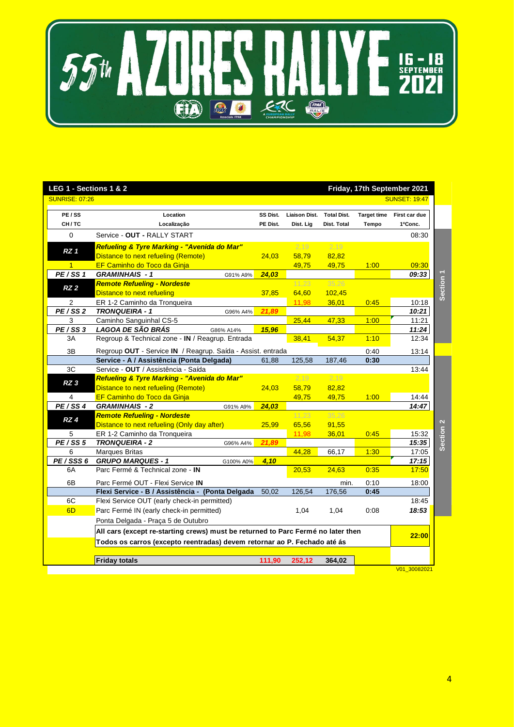# 55th AZORES RALLYE

16 - 18 SEPTEMBER 2021

## LEG 1 - Sections 1 & 2 — Friday, 17th September 2021

SUNRISE: 07:26 — SUNSET: 19:47

| PE / SS<br>CH / TC | Location<br>Localização | | SS Dist.<br>PE Dist. | Liaison Dist.<br>Dist. Lig | Total Dist.<br>Dist. Total | Target time<br>Tempo | First car due<br>1ºConc. | |
|---|---|---|---|---|---|---|---|---|
| 0 | Service - **OUT** - RALLY START | | | | | | 08:30 | Section 1 |
| **RZ 1** | ***Refueling & Tyre Marking - "Avenida do Mar"*** | | | 2,19 | 2,19 | | | |
| | Distance to next refueling (Remote) | | 24,03 | 58,79 | 82,82 | | | |
| 1 | EF Caminho do Toco da Ginja | | | 49,75 | 49,75 | 1:00 | 09:30 | |
| ***PE / SS 1*** | ***GRAMINHAIS - 1*** | G91% A9% | ***24,03*** | | | | ***09:33*** | |
| **RZ 2** | ***Remote Refueling - Nordeste*** | | | 11,23 | 35,26 | | | |
| | Distance to next refueling | | 37,85 | 64,60 | 102,45 | | | |
| 2 | ER 1-2 Caminho da Tronqueira | | | 11,98 | 36,01 | 0:45 | 10:18 | |
| ***PE / SS 2*** | ***TRONQUEIRA - 1*** | G96% A4% | ***21,89*** | | | | ***10:21*** | |
| 3 | Caminho Sanguinhal CS-5 | | | 25,44 | 47,33 | 1:00 | 11:21 | |
| ***PE / SS 3*** | ***LAGOA DE SÃO BRÁS*** | G86% A14% | ***15,96*** | | | | ***11:24*** | |
| 3A | Regroup & Technical zone - **IN** / Reagrup. Entrada | | | 38,41 | 54,37 | 1:10 | 12:34 | |
| 3B | Regroup **OUT** - Service **IN** / Reagrup. Saída - Assist. entrada | | | | | 0:40 | 13:14 | |
| | **Service - A / Assistência (Ponta Delgada)** | | 61,88 | 125,58 | 187,46 | **0:30** | | |
| 3C | Service - **OUT** / Assistência - Saída | | | | | | 13:44 | Section 2 |
| **RZ 3** | ***Refueling & Tyre Marking - "Avenida do Mar"*** | | | 2,19 | 2,19 | | | |
| | Distance to next refueling (Remote) | | 24,03 | 58,79 | 82,82 | | | |
| 4 | EF Caminho do Toco da Ginja | | | 49,75 | 49,75 | 1:00 | 14:44 | |
| ***PE / SS 4*** | ***GRAMINHAIS - 2*** | G91% A9% | ***24,03*** | | | | ***14:47*** | |
| **RZ 4** | ***Remote Refueling - Nordeste*** | | | 11,23 | 35,26 | | | |
| | Distance to next refueling (Only day after) | | 25,99 | 65,56 | 91,55 | | | |
| 5 | ER 1-2 Caminho da Tronqueira | | | 11,98 | 36,01 | 0:45 | 15:32 | |
| ***PE / SS 5*** | ***TRONQUEIRA - 2*** | G96% A4% | ***21,89*** | | | | ***15:35*** | |
| 6 | Marques Britas | | | 44,28 | 66,17 | 1:30 | 17:05 | |
| ***PE / SSS 6*** | ***GRUPO MARQUES - 1*** | G100% A0% | ***4,10*** | | | | ***17:15*** | |
| 6A | Parc Fermé & Technical zone - **IN** | | | 20,53 | 24,63 | 0:35 | 17:50 | |
| 6B | Parc Fermé OUT - Flexi Service **IN** | | | | min. | 0:10 | 18:00 | |
| | **Flexi Service - B / Assistência - (Ponta Delgada** | | 50,02 | 126,54 | 176,56 | **0:45** | | |
| 6C | Flexi Service OUT (early check-in permitted) | | | | | | 18:45 | |
| 6D | Parc Fermé IN (early check-in permitted) | | | 1,04 | 1,04 | 0:08 | ***18:53*** | |
| | Ponta Delgada - Praça 5 de Outubro | | | | | | | |
| | **All cars (except re-starting crews) must be returned to Parc Fermé no later then**<br>**Todos os carros (excepto reentradas) devem retornar ao P. Fechado até ás** | | | | | | **22:00** | |
| | **Friday totals** | | **111,90** | **252,12** | **364,02** | | | |

V01_30082021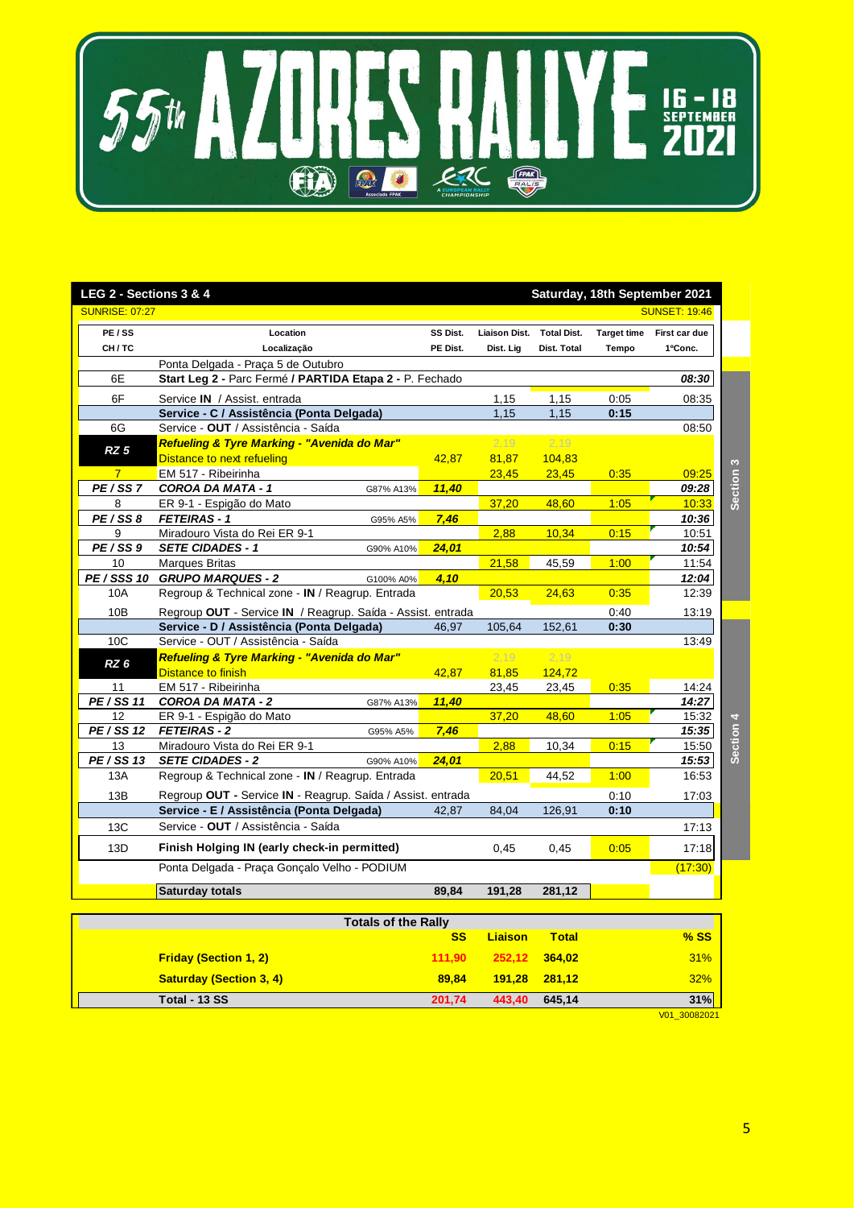# 55th AZORES RALLYE

16 - 18 SEPTEMBER 2021

## LEG 2 - Sections 3 & 4 — Saturday, 18th September 2021

SUNRISE: 07:27 — SUNSET: 19:46

| PE / SS<br>CH / TC | Location<br>Localização | | SS Dist.<br>PE Dist. | Liaison Dist.<br>Dist. Lig | Total Dist.<br>Dist. Total | Target time<br>Tempo | First car due<br>1ºConc. | |
|---|---|---|---|---|---|---|---|---|
| | Ponta Delgada - Praça 5 de Outubro | | | | | | | |
| 6E | **Start Leg 2 - Parc Fermé / PARTIDA Etapa 2 -** P. Fechado | | | | | | ***08:30*** | Section 3 |
| 6F | Service **IN** / Assist. entrada | | | 1,15 | 1,15 | 0:05 | 08:35 | |
| | **Service - C / Assistência (Ponta Delgada)** | | | 1,15 | 1,15 | **0:15** | | |
| 6G | Service - **OUT** / Assistência - Saída | | | | | | 08:50 | |
| ***RZ 5*** | ***Refueling & Tyre Marking - "Avenida do Mar"*** | | | 2,19 | 2,19 | | | |
| | Distance to next refueling | | 42,87 | 81,87 | 104,83 | | | |
| 7 | EM 517 - Ribeirinha | | | 23,45 | 23,45 | 0:35 | 09:25 | |
| ***PE / SS 7*** | ***COROA DA MATA - 1*** | G87% A13% | ***11,40*** | | | | ***09:28*** | |
| 8 | ER 9-1 - Espigão do Mato | | | 37,20 | 48,60 | 1:05 | 10:33 | |
| ***PE / SS 8*** | ***FETEIRAS - 1*** | G95% A5% | ***7,46*** | | | | ***10:36*** | |
| 9 | Miradouro Vista do Rei ER 9-1 | | | 2,88 | 10,34 | 0:15 | 10:51 | |
| ***PE / SS 9*** | ***SETE CIDADES - 1*** | G90% A10% | ***24,01*** | | | | ***10:54*** | |
| 10 | Marques Britas | | | 21,58 | 45,59 | 1:00 | 11:54 | |
| ***PE / SSS 10*** | ***GRUPO MARQUES - 2*** | G100% A0% | ***4,10*** | | | | ***12:04*** | |
| 10A | Regroup & Technical zone - **IN** / Reagrup. Entrada | | | 20,53 | 24,63 | 0:35 | 12:39 | |
| 10B | Regroup **OUT** - Service **IN** / Reagrup. Saída - Assist. entrada | | | | | 0:40 | 13:19 | |
| | **Service - D / Assistência (Ponta Delgada)** | | 46,97 | 105,64 | 152,61 | **0:30** | | Section 4 |
| 10C | Service - OUT / Assistência - Saída | | | | | | 13:49 | |
| ***RZ 6*** | ***Refueling & Tyre Marking - "Avenida do Mar"*** | | | 2,19 | 2,19 | | | |
| | Distance to finish | | 42,87 | 81,85 | 124,72 | | | |
| 11 | EM 517 - Ribeirinha | | | 23,45 | 23,45 | 0:35 | 14:24 | |
| ***PE / SS 11*** | ***COROA DA MATA - 2*** | G87% A13% | ***11,40*** | | | | ***14:27*** | |
| 12 | ER 9-1 - Espigão do Mato | | | 37,20 | 48,60 | 1:05 | 15:32 | |
| ***PE / SS 12*** | ***FETEIRAS - 2*** | G95% A5% | ***7,46*** | | | | ***15:35*** | |
| 13 | Miradouro Vista do Rei ER 9-1 | | | 2,88 | 10,34 | 0:15 | 15:50 | |
| ***PE / SS 13*** | ***SETE CIDADES - 2*** | G90% A10% | ***24,01*** | | | | ***15:53*** | |
| 13A | Regroup & Technical zone - **IN** / Reagrup. Entrada | | | 20,51 | 44,52 | 1:00 | 16:53 | |
| 13B | Regroup **OUT** - Service **IN** - Reagrup. Saída / Assist. entrada | | | | | 0:10 | 17:03 | |
| | **Service - E / Assistência (Ponta Delgada)** | | 42,87 | 84,04 | 126,91 | **0:10** | | |
| 13C | Service - **OUT** / Assistência - Saída | | | | | | 17:13 | |
| 13D | **Finish Holging IN (early check-in permitted)** | | | 0,45 | 0,45 | 0:05 | 17:18 | |
| | Ponta Delgada - Praça Gonçalo Velho - PODIUM | | | | | | (17:30) | |
| | **Saturday totals** | | **89,84** | **191,28** | **281,12** | | | |

## Totals of the Rally

| | SS | Liaison | Total | % SS |
|---|---|---|---|---|
| **Friday (Section 1, 2)** | **111,90** | **252,12** | **364,02** | 31% |
| **Saturday (Section 3, 4)** | **89,84** | **191,28** | **281,12** | 32% |
| **Total - 13 SS** | **201,74** | **443,40** | **645,14** | **31%** |

V01_30082021